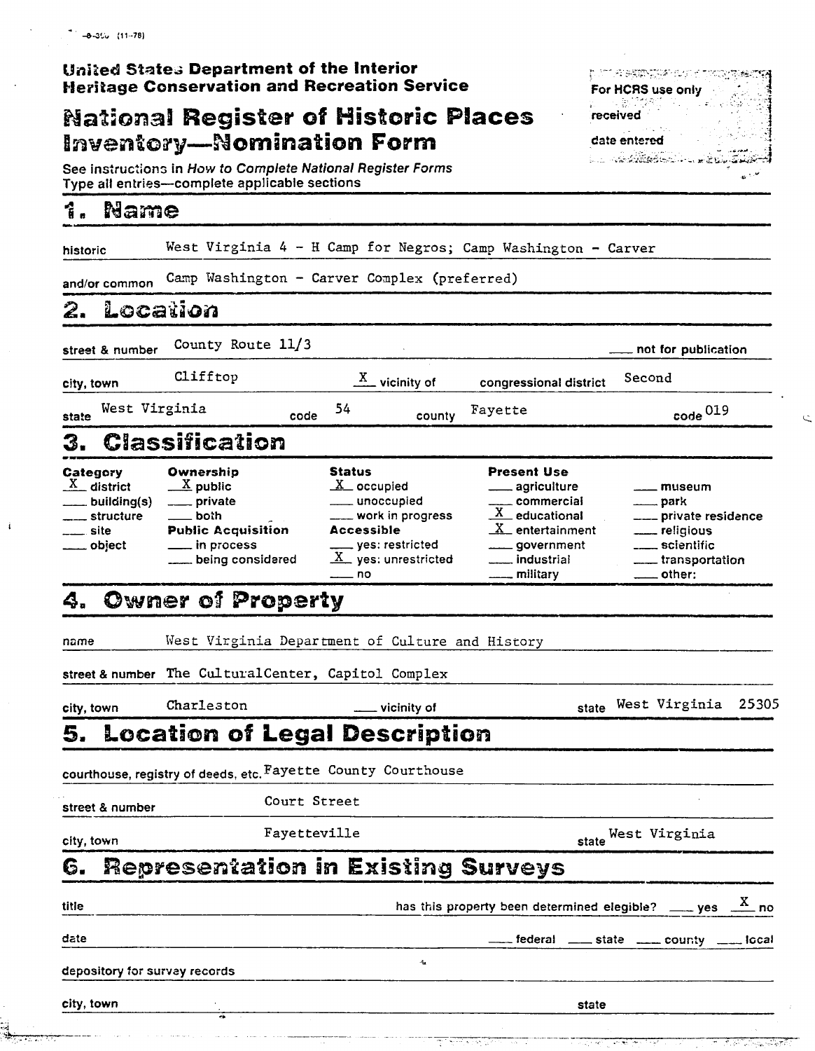United States Department of the Interior
Heritage Conservation and Recreation Service

# National Register of Historic Places Inventory—Nomination Form

For HCRS use only
received
date entered

See instructions in *How to Complete National Register Forms*
Type all entries—complete applicable sections

## 1. Name

historic: West Virginia 4 - H Camp for Negros; Camp Washington - Carver

and/or common: Camp Washington - Carver Complex (preferred)

## 2. Location

street & number: County Route 11/3 — ___ not for publication

city, town: Clifftop — X vicinity of — congressional district: Second

state: West Virginia — code: 54 — county: Fayette — code: 019

## 3. Classification

| Category | Ownership | Status | Present Use | |
|---|---|---|---|---|
| X district | X public | X occupied | ___ agriculture | ___ museum |
| ___ building(s) | ___ private | ___ unoccupied | ___ commercial | ___ park |
| ___ structure | ___ both | ___ work in progress | X educational | ___ private residence |
| ___ site | **Public Acquisition** | **Accessible** | X entertainment | ___ religious |
| ___ object | ___ in process | ___ yes: restricted | ___ government | ___ scientific |
| | ___ being considered | X yes: unrestricted | ___ industrial | ___ transportation |
| | | ___ no | ___ military | ___ other: |

## 4. Owner of Property

name: West Virginia Department of Culture and History

street & number: The CulturalCenter, Capitol Complex

city, town: Charleston — ___ vicinity of — state: West Virginia 25305

## 5. Location of Legal Description

courthouse, registry of deeds, etc.: Fayette County Courthouse

street & number: Court Street

city, town: Fayetteville — state: West Virginia

## 6. Representation in Existing Surveys

title — has this property been determined elegible? ___ yes X no

date — ___ federal ___ state ___ county ___ local

depository for survey records

city, town — state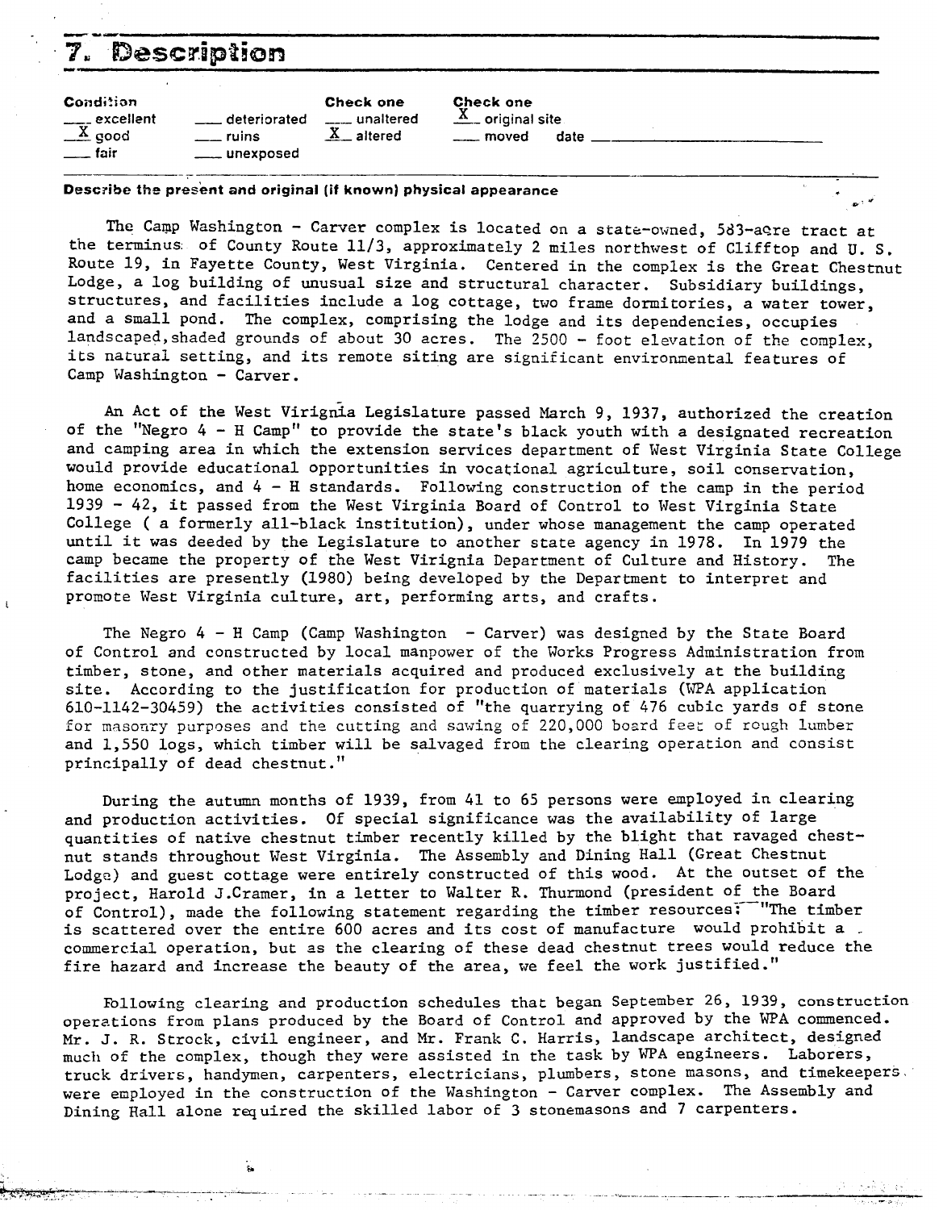## 7. Description

| Condition | | Check one | Check one |
|---|---|---|---|
| ___ excellent | ___ deteriorated | ___ unaltered | _X_ original site |
| _X_ good | ___ ruins | _X_ altered | ___ moved date ___ |
| ___ fair | ___ unexposed | | |

**Describe the present and original (if known) physical appearance**

The Camp Washington - Carver complex is located on a state-owned, 583-acre tract at the terminus of County Route 11/3, approximately 2 miles northwest of Clifftop and U. S. Route 19, in Fayette County, West Virginia. Centered in the complex is the Great Chestnut Lodge, a log building of unusual size and structural character. Subsidiary buildings, structures, and facilities include a log cottage, two frame dormitories, a water tower, and a small pond. The complex, comprising the lodge and its dependencies, occupies landscaped, shaded grounds of about 30 acres. The 2500 - foot elevation of the complex, its natural setting, and its remote siting are significant environmental features of Camp Washington - Carver.

An Act of the West Virignia Legislature passed March 9, 1937, authorized the creation of the "Negro 4 - H Camp" to provide the state's black youth with a designated recreation and camping area in which the extension services department of West Virginia State College would provide educational opportunities in vocational agriculture, soil conservation, home economics, and 4 - H standards. Following construction of the camp in the period 1939 - 42, it passed from the West Virginia Board of Control to West Virginia State College ( a formerly all-black institution), under whose management the camp operated until it was deeded by the Legislature to another state agency in 1978. In 1979 the camp became the property of the West Virignia Department of Culture and History. The facilities are presently (1980) being developed by the Department to interpret and promote West Virginia culture, art, performing arts, and crafts.

The Negro 4 - H Camp (Camp Washington - Carver) was designed by the State Board of Control and constructed by local manpower of the Works Progress Administration from timber, stone, and other materials acquired and produced exclusively at the building site. According to the justification for production of materials (WPA application 610-1142-30459) the activities consisted of "the quarrying of 476 cubic yards of stone for masonry purposes and the cutting and sawing of 220,000 board feet of rough lumber and 1,550 logs, which timber will be salvaged from the clearing operation and consist principally of dead chestnut."

During the autumn months of 1939, from 41 to 65 persons were employed in clearing and production activities. Of special significance was the availability of large quantities of native chestnut timber recently killed by the blight that ravaged chestnut stands throughout West Virginia. The Assembly and Dining Hall (Great Chestnut Lodge) and guest cottage were entirely constructed of this wood. At the outset of the project, Harold J.Cramer, in a letter to Walter R. Thurmond (president of the Board of Control), made the following statement regarding the timber resources: "The timber is scattered over the entire 600 acres and its cost of manufacture would prohibit a commercial operation, but as the clearing of these dead chestnut trees would reduce the fire hazard and increase the beauty of the area, we feel the work justified."

Following clearing and production schedules that began September 26, 1939, construction operations from plans produced by the Board of Control and approved by the WPA commenced. Mr. J. R. Strock, civil engineer, and Mr. Frank C. Harris, landscape architect, designed much of the complex, though they were assisted in the task by WPA engineers. Laborers, truck drivers, handymen, carpenters, electricians, plumbers, stone masons, and timekeepers were employed in the construction of the Washington - Carver complex. The Assembly and Dining Hall alone required the skilled labor of 3 stonemasons and 7 carpenters.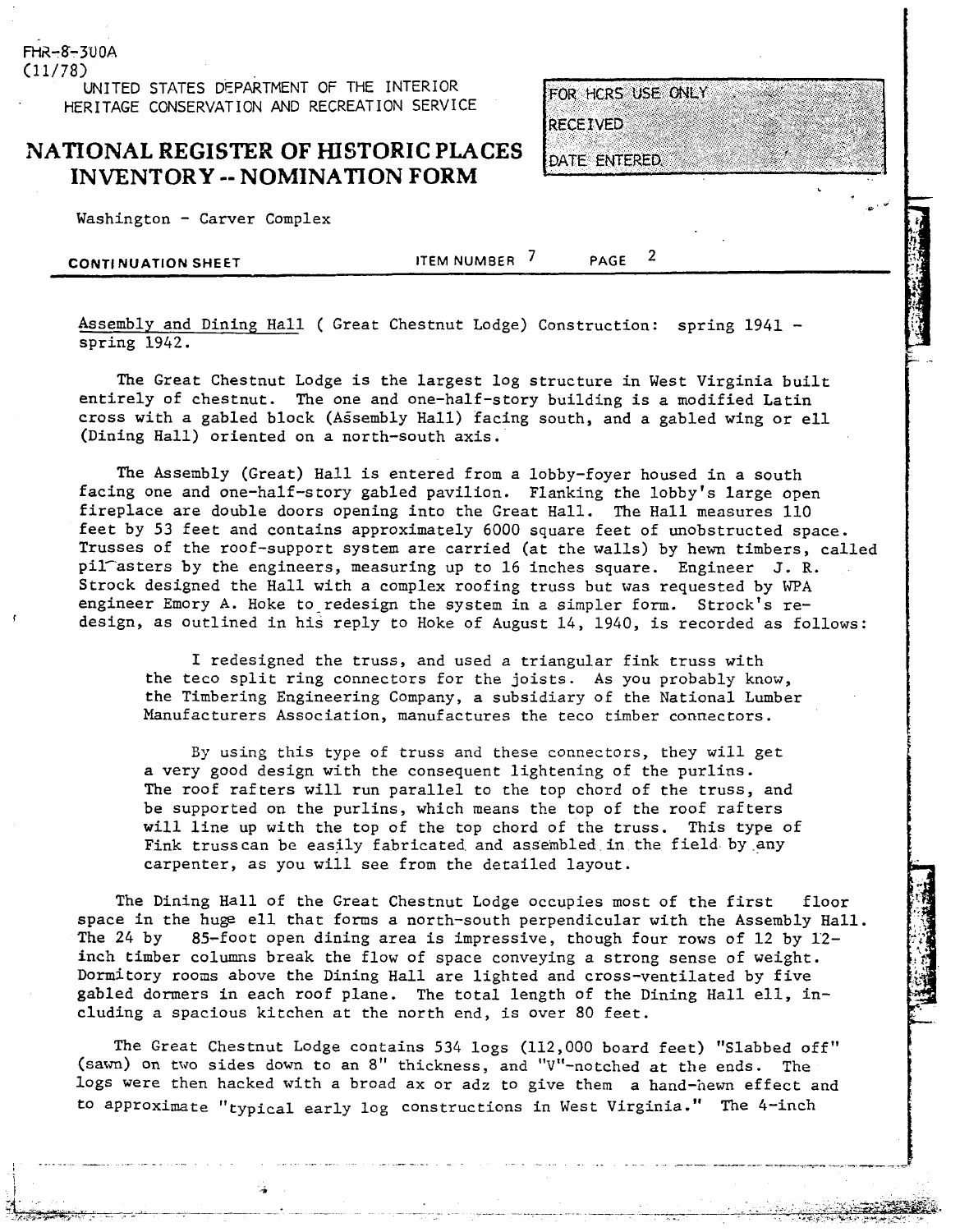FHR-8-300A
(11/78)

UNITED STATES DEPARTMENT OF THE INTERIOR
HERITAGE CONSERVATION AND RECREATION SERVICE

# NATIONAL REGISTER OF HISTORIC PLACES INVENTORY -- NOMINATION FORM

| FOR HCRS USE ONLY |
|---|
| RECEIVED |
| DATE ENTERED |

Washington - Carver Complex

**CONTINUATION SHEET** ITEM NUMBER 7 PAGE 2

Assembly and Dining Hall ( Great Chestnut Lodge) Construction: spring 1941 - spring 1942.

The Great Chestnut Lodge is the largest log structure in West Virginia built entirely of chestnut. The one and one-half-story building is a modified Latin cross with a gabled block (Assembly Hall) facing south, and a gabled wing or ell (Dining Hall) oriented on a north-south axis.

The Assembly (Great) Hall is entered from a lobby-foyer housed in a south facing one and one-half-story gabled pavilion. Flanking the lobby's large open fireplace are double doors opening into the Great Hall. The Hall measures 110 feet by 53 feet and contains approximately 6000 square feet of unobstructed space. Trusses of the roof-support system are carried (at the walls) by hewn timbers, called pilasters by the engineers, measuring up to 16 inches square. Engineer J. R. Strock designed the Hall with a complex roofing truss but was requested by WPA engineer Emory A. Hoke to redesign the system in a simpler form. Strock's re-design, as outlined in his reply to Hoke of August 14, 1940, is recorded as follows:

> I redesigned the truss, and used a triangular fink truss with the teco split ring connectors for the joists. As you probably know, the Timbering Engineering Company, a subsidiary of the National Lumber Manufacturers Association, manufactures the teco timber connectors.
>
> By using this type of truss and these connectors, they will get a very good design with the consequent lightening of the purlins. The roof rafters will run parallel to the top chord of the truss, and be supported on the purlins, which means the top of the roof rafters will line up with the top of the top chord of the truss. This type of Fink trusscan be easily fabricated and assembled in the field by any carpenter, as you will see from the detailed layout.

The Dining Hall of the Great Chestnut Lodge occupies most of the first floor space in the huge ell that forms a north-south perpendicular with the Assembly Hall. The 24 by 85-foot open dining area is impressive, though four rows of 12 by 12-inch timber columns break the flow of space conveying a strong sense of weight. Dormitory rooms above the Dining Hall are lighted and cross-ventilated by five gabled dormers in each roof plane. The total length of the Dining Hall ell, including a spacious kitchen at the north end, is over 80 feet.

The Great Chestnut Lodge contains 534 logs (112,000 board feet) "Slabbed off" (sawn) on two sides down to an 8" thickness, and "V"-notched at the ends. The logs were then hacked with a broad ax or adz to give them a hand-hewn effect and to approximate "typical early log constructions in West Virginia." The 4-inch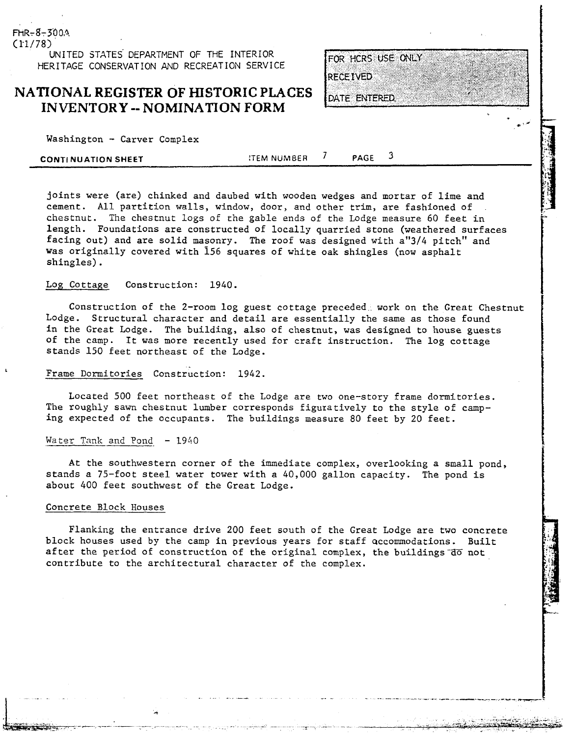Washington - Carver Complex

CONTINUATION SHEET — ITEM NUMBER 7 — PAGE 3

joints were (are) chinked and daubed with wooden wedges and mortar of lime and cement. All partition walls, window, door, and other trim, are fashioned of chestnut. The chestnut logs of the gable ends of the Lodge measure 60 feet in length. Foundations are constructed of locally quarried stone (weathered surfaces facing out) and are solid masonry. The roof was designed with a "3/4 pitch" and was originally covered with 156 squares of white oak shingles (now asphalt shingles).

Log Cottage  Construction: 1940.

Construction of the 2-room log guest cottage preceded work on the Great Chestnut Lodge. Structural character and detail are essentially the same as those found in the Great Lodge. The building, also of chestnut, was designed to house guests of the camp. It was more recently used for craft instruction. The log cottage stands 150 feet northeast of the Lodge.

Frame Dormitories  Construction: 1942.

Located 500 feet northeast of the Lodge are two one-story frame dormitories. The roughly sawn chestnut lumber corresponds figuratively to the style of camping expected of the occupants. The buildings measure 80 feet by 20 feet.

Water Tank and Pond - 1940

At the southwestern corner of the immediate complex, overlooking a small pond, stands a 75-foot steel water tower with a 40,000 gallon capacity. The pond is about 400 feet southwest of the Great Lodge.

Concrete Block Houses

Flanking the entrance drive 200 feet south of the Great Lodge are two concrete block houses used by the camp in previous years for staff accommodations. Built after the period of construction of the original complex, the buildings do not contribute to the architectural character of the complex.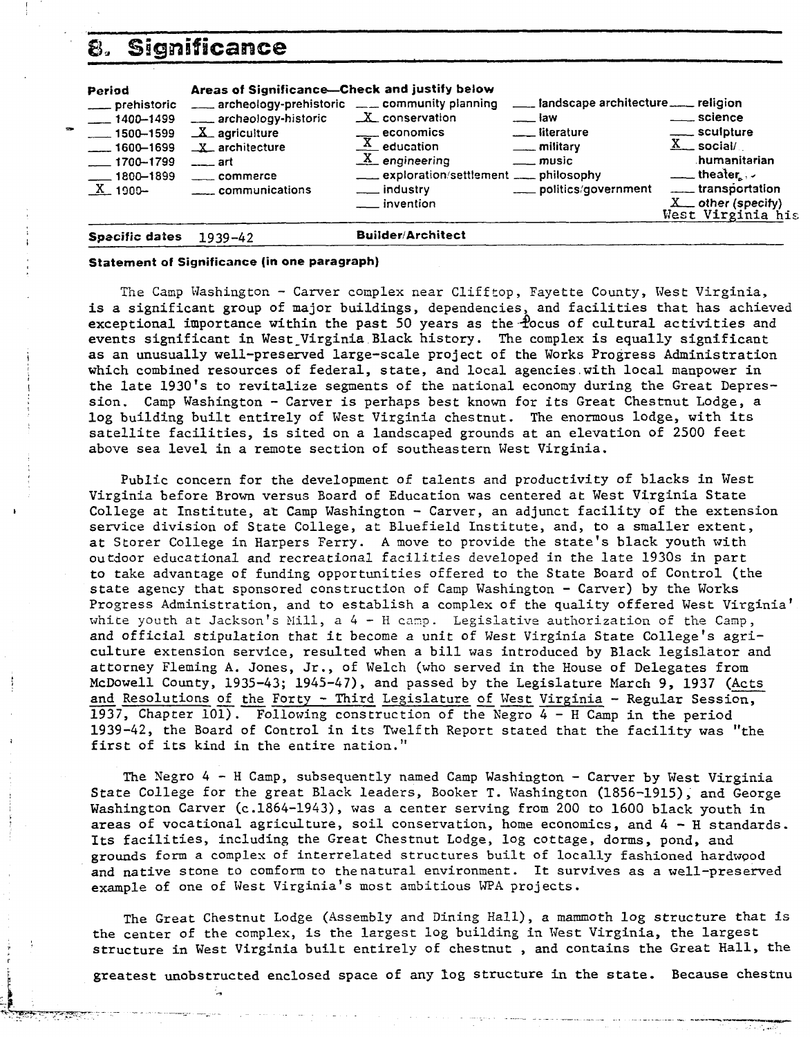## 8. Significance

| Period | Areas of Significance—Check and justify below | | | |
|---|---|---|---|---|
| ___ prehistoric | ___ archeology-prehistoric | ___ community planning | ___ landscape architecture | ___ religion |
| ___ 1400–1499 | ___ archeology-historic | _X_ conservation | ___ law | ___ science |
| ___ 1500–1599 | _X_ agriculture | ___ economics | ___ literature | ___ sculpture |
| ___ 1600–1699 | _X_ architecture | _X_ education | ___ military | _X_ social/humanitarian |
| ___ 1700–1799 | ___ art | _X_ engineering | ___ music | ___ theater |
| ___ 1800–1899 | ___ commerce | ___ exploration/settlement | ___ philosophy | ___ transportation |
| _X_ 1900– | ___ communications | ___ industry | ___ politics/government | _X_ other (specify) West Virginia his |
| | | ___ invention | | |

**Specific dates** 1939-42 **Builder/Architect**

**Statement of Significance (in one paragraph)**

The Camp Washington - Carver complex near Clifftop, Fayette County, West Virginia, is a significant group of major buildings, dependencies, and facilities that has achieved exceptional importance within the past 50 years as the focus of cultural activities and events significant in West Virginia Black history. The complex is equally significant as an unusually well-preserved large-scale project of the Works Progress Administration which combined resources of federal, state, and local agencies with local manpower in the late 1930's to revitalize segments of the national economy during the Great Depression. Camp Washington - Carver is perhaps best known for its Great Chestnut Lodge, a log building built entirely of West Virginia chestnut. The enormous lodge, with its satellite facilities, is sited on a landscaped grounds at an elevation of 2500 feet above sea level in a remote section of southeastern West Virginia.

Public concern for the development of talents and productivity of blacks in West Virginia before Brown versus Board of Education was centered at West Virginia State College at Institute, at Camp Washington - Carver, an adjunct facility of the extension service division of State College, at Bluefield Institute, and, to a smaller extent, at Storer College in Harpers Ferry. A move to provide the state's black youth with outdoor educational and recreational facilities developed in the late 1930s in part to take advantage of funding opportunities offered to the State Board of Control (the state agency that sponsored construction of Camp Washington - Carver) by the Works Progress Administration, and to establish a complex of the quality offered West Virginia' white youth at Jackson's Mill, a 4 - H camp. Legislative authorization of the Camp, and official stipulation that it become a unit of West Virginia State College's agriculture extension service, resulted when a bill was introduced by Black legislator and attorney Fleming A. Jones, Jr., of Welch (who served in the House of Delegates from McDowell County, 1935-43; 1945-47), and passed by the Legislature March 9, 1937 (Acts and Resolutions of the Forty - Third Legislature of West Virginia - Regular Session, 1937, Chapter 101). Following construction of the Negro 4 - H Camp in the period 1939-42, the Board of Control in its Twelfth Report stated that the facility was "the first of its kind in the entire nation."

The Negro 4 - H Camp, subsequently named Camp Washington - Carver by West Virginia State College for the great Black leaders, Booker T. Washington (1856-1915), and George Washington Carver (c.1864-1943), was a center serving from 200 to 1600 black youth in areas of vocational agriculture, soil conservation, home economics, and 4 - H standards. Its facilities, including the Great Chestnut Lodge, log cottage, dorms, pond, and grounds form a complex of interrelated structures built of locally fashioned hardwood and native stone to comform to the natural environment. It survives as a well-preserved example of one of West Virginia's most ambitious WPA projects.

The Great Chestnut Lodge (Assembly and Dining Hall), a mammoth log structure that is the center of the complex, is the largest log building in West Virginia, the largest structure in West Virginia built entirely of chestnut , and contains the Great Hall, the greatest unobstructed enclosed space of any log structure in the state. Because chestnu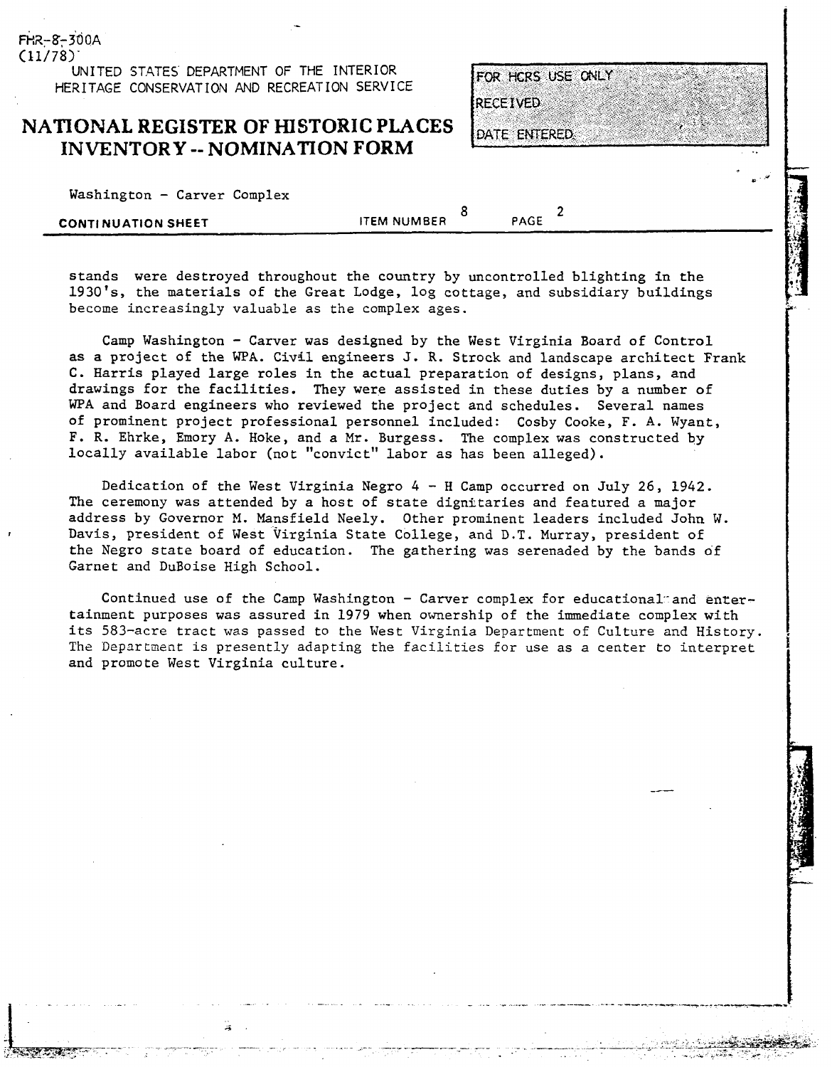FHR-8-300A
(11/78)

UNITED STATES DEPARTMENT OF THE INTERIOR
HERITAGE CONSERVATION AND RECREATION SERVICE

# NATIONAL REGISTER OF HISTORIC PLACES INVENTORY -- NOMINATION FORM

FOR HCRS USE ONLY
RECEIVED
DATE ENTERED

Washington - Carver Complex

**CONTINUATION SHEET** ITEM NUMBER 8 PAGE 2

stands were destroyed throughout the country by uncontrolled blighting in the 1930's, the materials of the Great Lodge, log cottage, and subsidiary buildings become increasingly valuable as the complex ages.

Camp Washington - Carver was designed by the West Virginia Board of Control as a project of the WPA. Civil engineers J. R. Strock and landscape architect Frank C. Harris played large roles in the actual preparation of designs, plans, and drawings for the facilities. They were assisted in these duties by a number of WPA and Board engineers who reviewed the project and schedules. Several names of prominent project professional personnel included: Cosby Cooke, F. A. Wyant, F. R. Ehrke, Emory A. Hoke, and a Mr. Burgess. The complex was constructed by locally available labor (not "convict" labor as has been alleged).

Dedication of the West Virginia Negro 4 - H Camp occurred on July 26, 1942. The ceremony was attended by a host of state dignitaries and featured a major address by Governor M. Mansfield Neely. Other prominent leaders included John W. Davis, president of West Virginia State College, and D.T. Murray, president of the Negro state board of education. The gathering was serenaded by the bands of Garnet and DuBoise High School.

Continued use of the Camp Washington - Carver complex for educational and entertainment purposes was assured in 1979 when ownership of the immediate complex with its 583-acre tract was passed to the West Virginia Department of Culture and History. The Department is presently adapting the facilities for use as a center to interpret and promote West Virginia culture.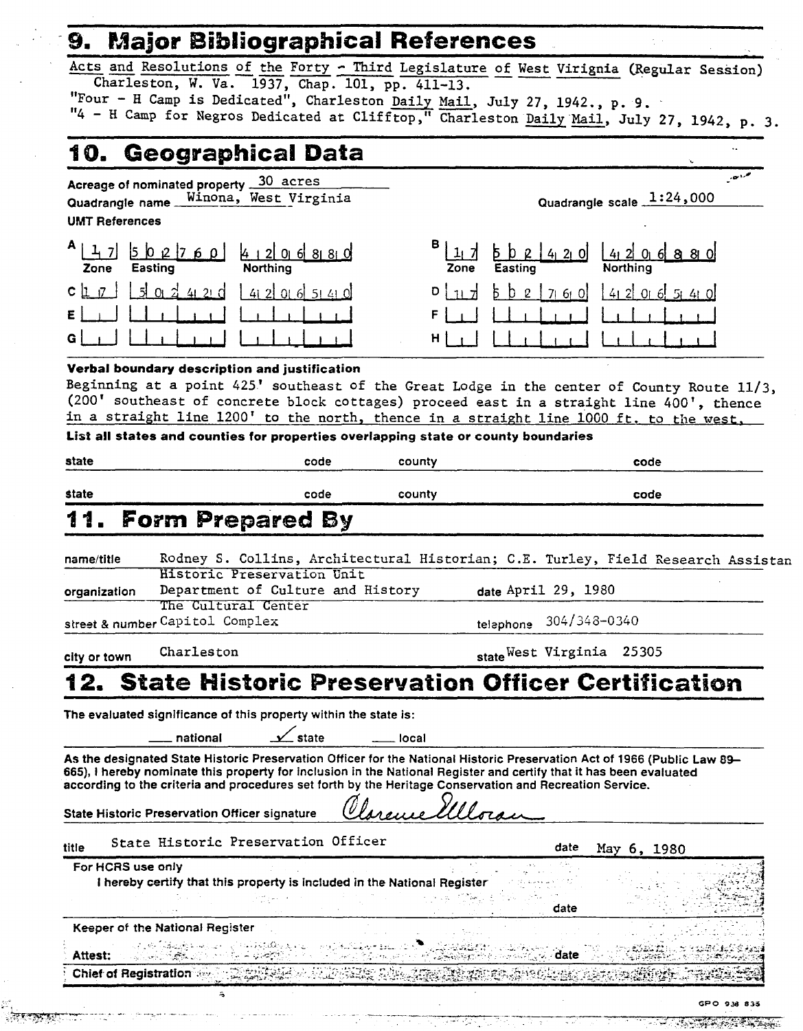## 9. Major Bibliographical References

Acts and Resolutions of the Forty - Third Legislature of West Virignia (Regular Session) Charleston, W. Va. 1937, Chap. 101, pp. 411-13.
"Four - H Camp is Dedicated", Charleston Daily Mail, July 27, 1942., p. 9.
"4 - H Camp for Negros Dedicated at Clifftop," Charleston Daily Mail, July 27, 1942, p. 3.

## 10. Geographical Data

Acreage of nominated property 30 acres
Quadrangle name Winona, West Virginia
Quadrangle scale 1:24,000
UMT References

| | Zone | Easting | Northing | | Zone | Easting | Northing |
|---|---|---|---|---|---|---|---|
| A | 17 | 502760 | 4206880 | B | 17 | 502420 | 4206880 |
| C | 17 | 502420 | 4206540 | D | 17 | 502760 | 4206540 |
| E | | | | F | | | |
| G | | | | H | | | |

**Verbal boundary description and justification**

Beginning at a point 425' southeast of the Great Lodge in the center of County Route 11/3, (200' southeast of concrete block cottages) proceed east in a straight line 400', thence in a straight line 1200' to the north, thence in a straight line 1000 ft. to the west.

**List all states and counties for properties overlapping state or county boundaries**

| state | code | county | code |
|---|---|---|---|
| state | code | county | code |

## 11. Form Prepared By

name/title: Rodney S. Collins, Architectural Historian; C.E. Turley, Field Research Assistan

organization: Historic Preservation Unit, Department of Culture and History — date April 29, 1980

street & number: The Cultural Center, Capitol Complex — telephone 304/348-0340

city or town: Charleston — state West Virginia 25305

## 12. State Historic Preservation Officer Certification

The evaluated significance of this property within the state is:

___ national ✓ state ___ local

As the designated State Historic Preservation Officer for the National Historic Preservation Act of 1966 (Public Law 89–665), I hereby nominate this property for inclusion in the National Register and certify that it has been evaluated according to the criteria and procedures set forth by the Heritage Conservation and Recreation Service.

State Historic Preservation Officer signature: Clarence Moran

title: State Historic Preservation Officer — date May 6, 1980

For HCRS use only
I hereby certify that this property is included in the National Register

date

Keeper of the National Register

Attest: date

Chief of Registration

GPO 938 835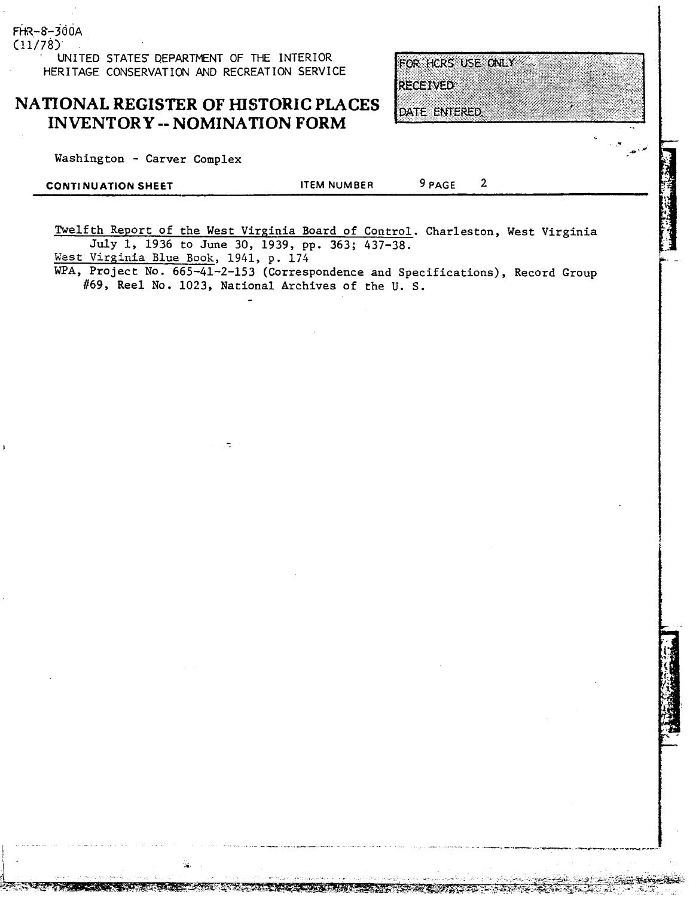FHR-8-300A
(11/78)

UNITED STATES DEPARTMENT OF THE INTERIOR
HERITAGE CONSERVATION AND RECREATION SERVICE

# NATIONAL REGISTER OF HISTORIC PLACES INVENTORY -- NOMINATION FORM

| FOR HCRS USE ONLY |
| --- |
| RECEIVED |
| DATE ENTERED |

Washington - Carver Complex

**CONTINUATION SHEET** ITEM NUMBER 9 PAGE 2

Twelfth Report of the West Virginia Board of Control. Charleston, West Virginia July 1, 1936 to June 30, 1939, pp. 363; 437-38.

West Virginia Blue Book, 1941, p. 174

WPA, Project No. 665-41-2-153 (Correspondence and Specifications), Record Group #69, Reel No. 1023, National Archives of the U. S.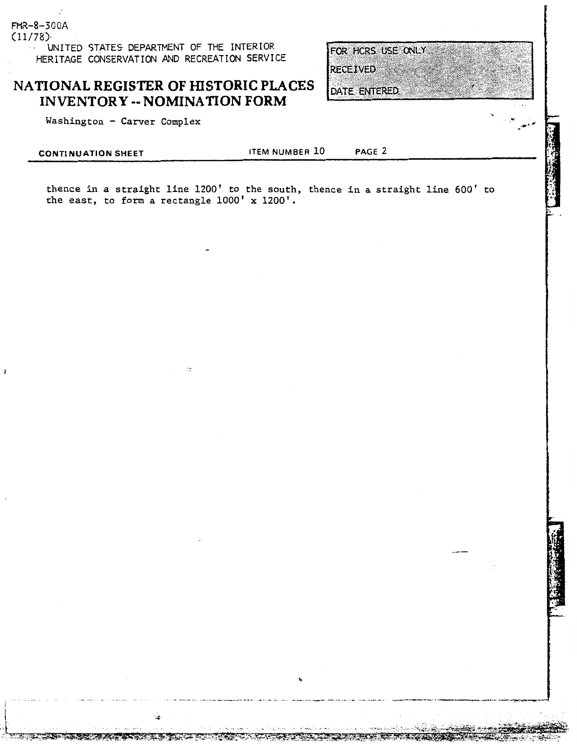FHR-8-300A
(11/78)

UNITED STATES DEPARTMENT OF THE INTERIOR
HERITAGE CONSERVATION AND RECREATION SERVICE

# NATIONAL REGISTER OF HISTORIC PLACES INVENTORY -- NOMINATION FORM

FOR HCRS USE ONLY
RECEIVED
DATE ENTERED

Washington - Carver Complex

CONTINUATION SHEET | ITEM NUMBER 10 | PAGE 2

thence in a straight line 1200' to the south, thence in a straight line 600' to the east, to form a rectangle 1000' x 1200'.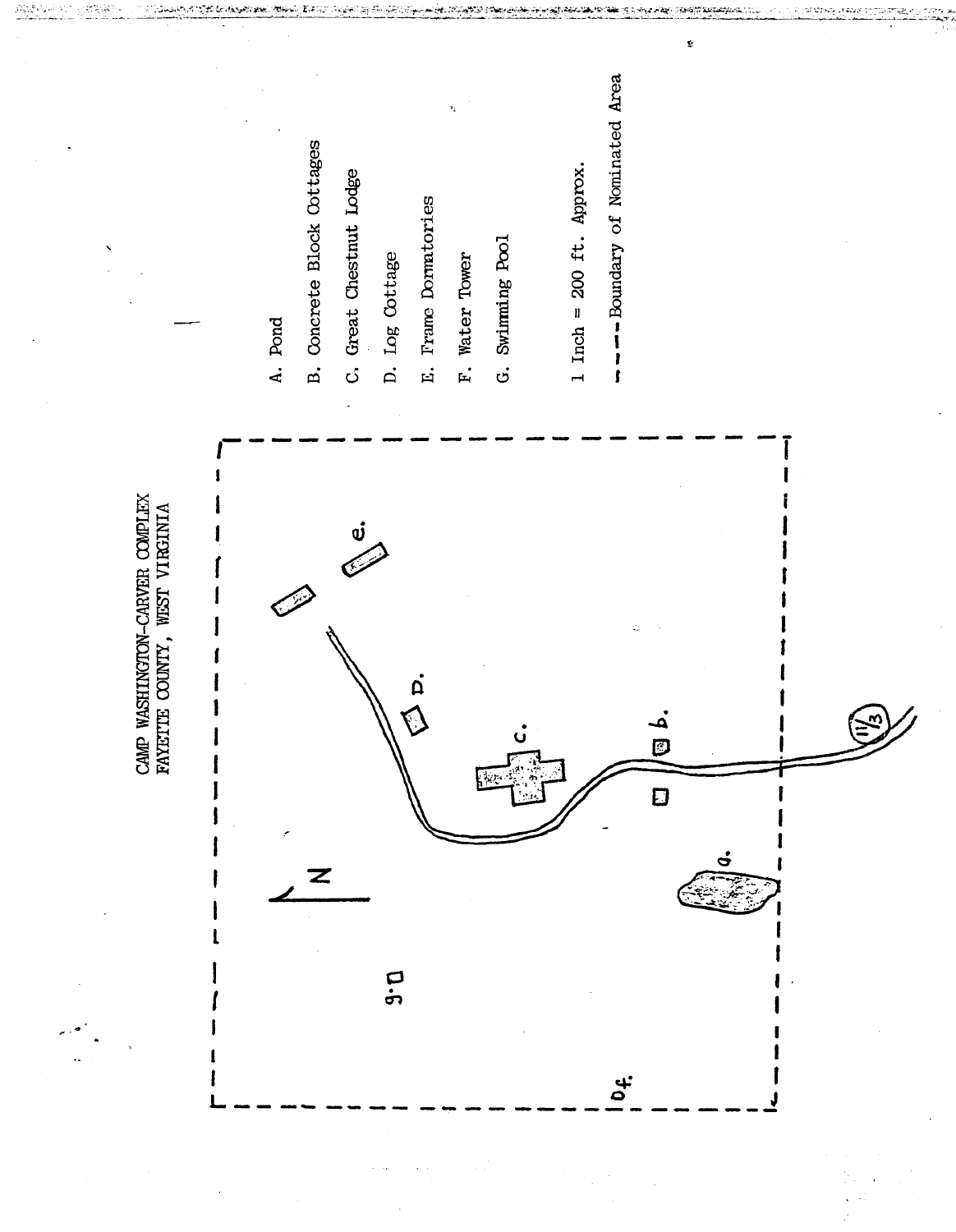CAMP WASHINGTON-CARVER COMPLEX
FAYETTE COUNTY, WEST VIRGINIA

A. Pond

B. Concrete Block Cottages

C. Great Chestnut Lodge

D. Log Cottage

E. Frame Dormatories

F. Water Tower

G. Swimming Pool

1 Inch = 200 ft. Approx.

- - - Boundary of Nominated Area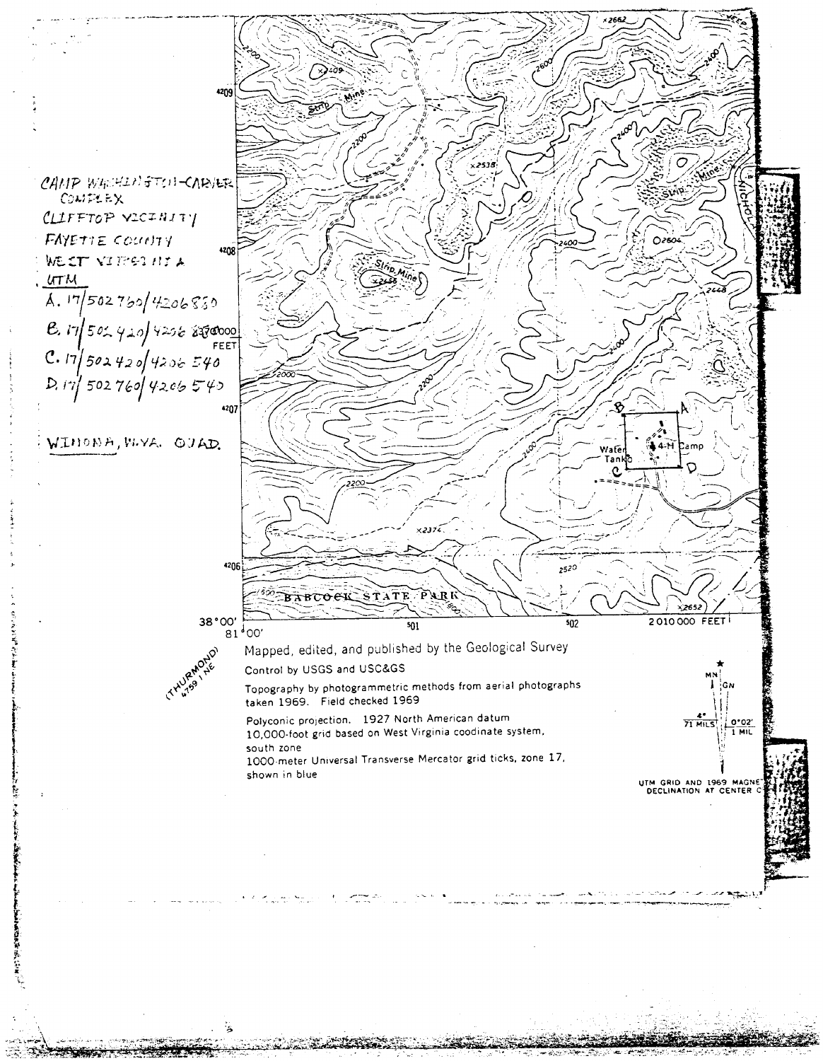CAMP WASHINGTON-CARVER COMPLEX

CLIFFTOP VICINITY

FAYETTE COUNTY

WEST VIRGINIA

UTM

A. 17/502760/4206830

B. 17/502420/4206830

C. 17/502420/4206540

D. 17/502760/4206540

WINONA, W.VA. QUAD.

Mapped, edited, and published by the Geological Survey

Control by USGS and USC&GS

Topography by photogrammetric methods from aerial photographs taken 1969. Field checked 1969

Polyconic projection. 1927 North American datum

10,000-foot grid based on West Virginia coodinate system, south zone

1000-meter Universal Transverse Mercator grid ticks, zone 17, shown in blue

UTM GRID AND 1969 MAGNETIC DECLINATION AT CENTER OF SHEET

(THURMOND) 4759 I NE